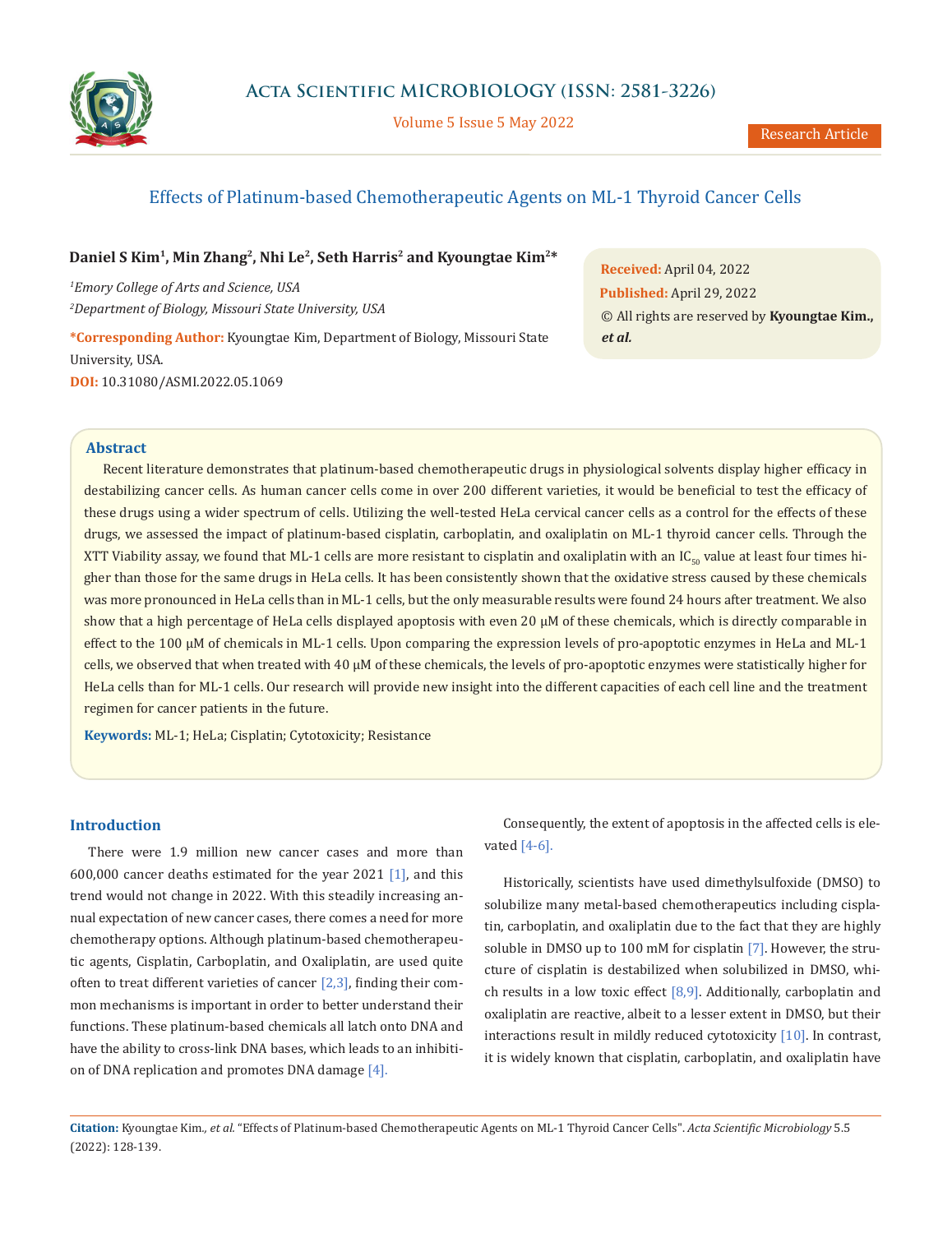# Effects of Platinum-based Chemotherapeutic Agents on ML-1 Thyroid Cancer Cells

**Daniel S Kim[1], Min Zhang[2], Nhi Le[2], Seth Harris[2] and Kyoungtae Kim[2]***

[1]*Emory College of Arts and Science, USA*

[2]*Department of Biology, Missouri State University, USA*

**\*Corresponding Author:** Kyoungtae Kim, Department of Biology, Missouri State University, USA.

**DOI:** 10.31080/ASMI.2022.05.1069

**Received:** April 04, 2022

**Published:** April 29, 2022

© All rights are reserved by **Kyoungtae Kim., *et al.***

## Abstract

Recent literature demonstrates that platinum-based chemotherapeutic drugs in physiological solvents display higher efficacy in destabilizing cancer cells. As human cancer cells come in over 200 different varieties, it would be beneficial to test the efficacy of these drugs using a wider spectrum of cells. Utilizing the well-tested HeLa cervical cancer cells as a control for the effects of these drugs, we assessed the impact of platinum-based cisplatin, carboplatin, and oxaliplatin on ML-1 thyroid cancer cells. Through the XTT Viability assay, we found that ML-1 cells are more resistant to cisplatin and oxaliplatin with an $IC_{50}$ value at least four times higher than those for the same drugs in HeLa cells. It has been consistently shown that the oxidative stress caused by these chemicals was more pronounced in HeLa cells than in ML-1 cells, but the only measurable results were found 24 hours after treatment. We also show that a high percentage of HeLa cells displayed apoptosis with even 20 μM of these chemicals, which is directly comparable in effect to the 100 μM of chemicals in ML-1 cells. Upon comparing the expression levels of pro-apoptotic enzymes in HeLa and ML-1 cells, we observed that when treated with 40 μM of these chemicals, the levels of pro-apoptotic enzymes were statistically higher for HeLa cells than for ML-1 cells. Our research will provide new insight into the different capacities of each cell line and the treatment regimen for cancer patients in the future.

**Keywords:** ML-1; HeLa; Cisplatin; Cytotoxicity; Resistance

## Introduction

There were 1.9 million new cancer cases and more than 600,000 cancer deaths estimated for the year 2021 [1], and this trend would not change in 2022. With this steadily increasing annual expectation of new cancer cases, there comes a need for more chemotherapy options. Although platinum-based chemotherapeutic agents, Cisplatin, Carboplatin, and Oxaliplatin, are used quite often to treat different varieties of cancer [2,3], finding their common mechanisms is important in order to better understand their functions. These platinum-based chemicals all latch onto DNA and have the ability to cross-link DNA bases, which leads to an inhibition of DNA replication and promotes DNA damage [4]. Consequently, the extent of apoptosis in the affected cells is elevated [4-6].

Historically, scientists have used dimethylsulfoxide (DMSO) to solubilize many metal-based chemotherapeutics including cisplatin, carboplatin, and oxaliplatin due to the fact that they are highly soluble in DMSO up to 100 mM for cisplatin [7]. However, the structure of cisplatin is destabilized when solubilized in DMSO, which results in a low toxic effect [8,9]. Additionally, carboplatin and oxaliplatin are reactive, albeit to a lesser extent in DMSO, but their interactions result in mildly reduced cytotoxicity [10]. In contrast, it is widely known that cisplatin, carboplatin, and oxaliplatin have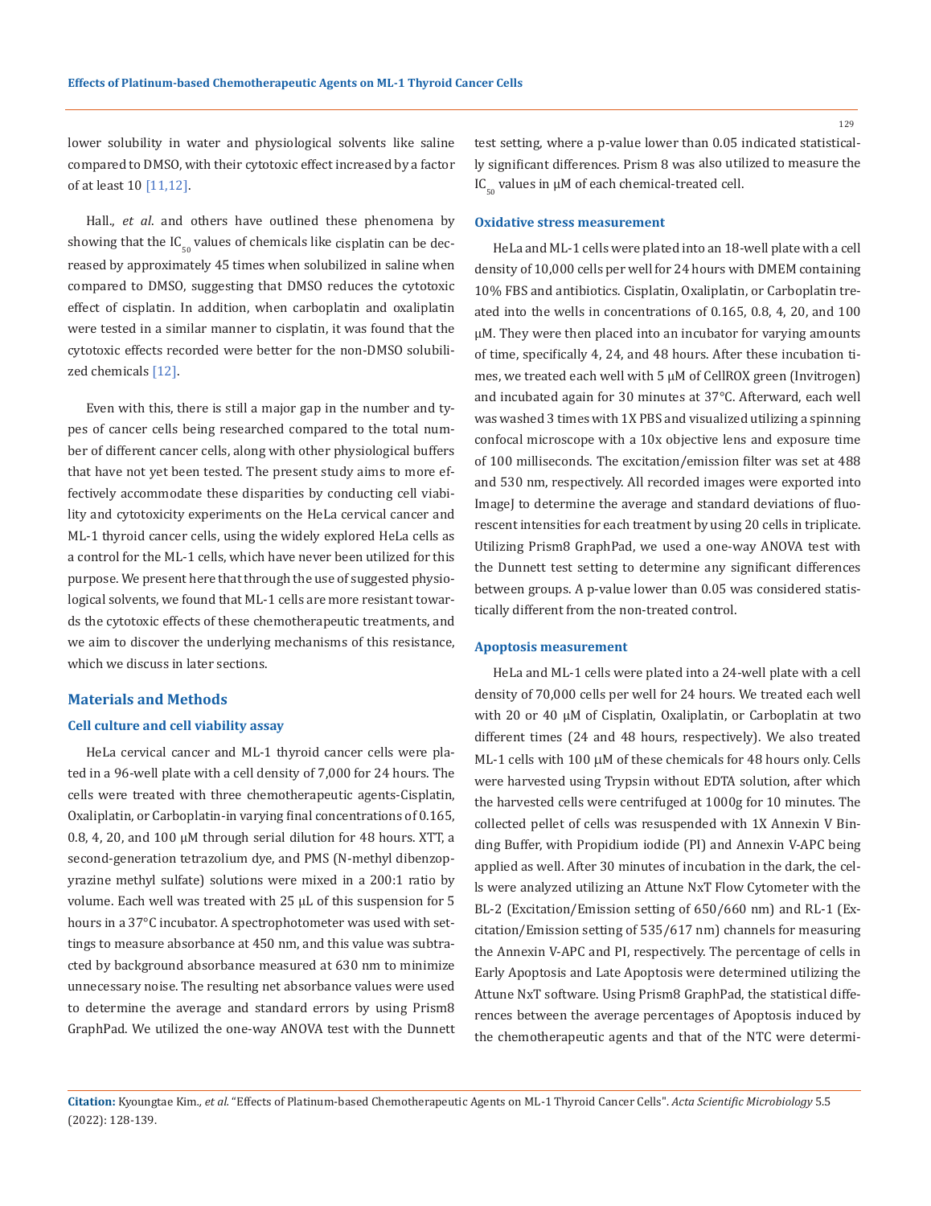lower solubility in water and physiological solvents like saline compared to DMSO, with their cytotoxic effect increased by a factor of at least 10 [11,12].

Hall., *et al*. and others have outlined these phenomena by showing that the $IC_{50}$ values of chemicals like cisplatin can be decreased by approximately 45 times when solubilized in saline when compared to DMSO, suggesting that DMSO reduces the cytotoxic effect of cisplatin. In addition, when carboplatin and oxaliplatin were tested in a similar manner to cisplatin, it was found that the cytotoxic effects recorded were better for the non-DMSO solubilized chemicals [12].

Even with this, there is still a major gap in the number and types of cancer cells being researched compared to the total number of different cancer cells, along with other physiological buffers that have not yet been tested. The present study aims to more effectively accommodate these disparities by conducting cell viability and cytotoxicity experiments on the HeLa cervical cancer and ML-1 thyroid cancer cells, using the widely explored HeLa cells as a control for the ML-1 cells, which have never been utilized for this purpose. We present here that through the use of suggested physiological solvents, we found that ML-1 cells are more resistant towards the cytotoxic effects of these chemotherapeutic treatments, and we aim to discover the underlying mechanisms of this resistance, which we discuss in later sections.

## Materials and Methods

### Cell culture and cell viability assay

HeLa cervical cancer and ML-1 thyroid cancer cells were plated in a 96-well plate with a cell density of 7,000 for 24 hours. The cells were treated with three chemotherapeutic agents-Cisplatin, Oxaliplatin, or Carboplatin-in varying final concentrations of 0.165, 0.8, 4, 20, and 100 μM through serial dilution for 48 hours. XTT, a second-generation tetrazolium dye, and PMS (N-methyl dibenzopyrazine methyl sulfate) solutions were mixed in a 200:1 ratio by volume. Each well was treated with 25 μL of this suspension for 5 hours in a 37°C incubator. A spectrophotometer was used with settings to measure absorbance at 450 nm, and this value was subtracted by background absorbance measured at 630 nm to minimize unnecessary noise. The resulting net absorbance values were used to determine the average and standard errors by using Prism8 GraphPad. We utilized the one-way ANOVA test with the Dunnett test setting, where a p-value lower than 0.05 indicated statistically significant differences. Prism 8 was also utilized to measure the $IC_{50}$ values in μM of each chemical-treated cell.

### Oxidative stress measurement

HeLa and ML-1 cells were plated into an 18-well plate with a cell density of 10,000 cells per well for 24 hours with DMEM containing 10% FBS and antibiotics. Cisplatin, Oxaliplatin, or Carboplatin treated into the wells in concentrations of 0.165, 0.8, 4, 20, and 100 μM. They were then placed into an incubator for varying amounts of time, specifically 4, 24, and 48 hours. After these incubation times, we treated each well with 5 μM of CellROX green (Invitrogen) and incubated again for 30 minutes at 37°C. Afterward, each well was washed 3 times with 1X PBS and visualized utilizing a spinning confocal microscope with a 10x objective lens and exposure time of 100 milliseconds. The excitation/emission filter was set at 488 and 530 nm, respectively. All recorded images were exported into ImageJ to determine the average and standard deviations of fluorescent intensities for each treatment by using 20 cells in triplicate. Utilizing Prism8 GraphPad, we used a one-way ANOVA test with the Dunnett test setting to determine any significant differences between groups. A p-value lower than 0.05 was considered statistically different from the non-treated control.

### Apoptosis measurement

HeLa and ML-1 cells were plated into a 24-well plate with a cell density of 70,000 cells per well for 24 hours. We treated each well with 20 or 40 μM of Cisplatin, Oxaliplatin, or Carboplatin at two different times (24 and 48 hours, respectively). We also treated ML-1 cells with 100 μM of these chemicals for 48 hours only. Cells were harvested using Trypsin without EDTA solution, after which the harvested cells were centrifuged at 1000g for 10 minutes. The collected pellet of cells was resuspended with 1X Annexin V Binding Buffer, with Propidium iodide (PI) and Annexin V-APC being applied as well. After 30 minutes of incubation in the dark, the cells were analyzed utilizing an Attune NxT Flow Cytometer with the BL-2 (Excitation/Emission setting of 650/660 nm) and RL-1 (Excitation/Emission setting of 535/617 nm) channels for measuring the Annexin V-APC and PI, respectively. The percentage of cells in Early Apoptosis and Late Apoptosis were determined utilizing the Attune NxT software. Using Prism8 GraphPad, the statistical differences between the average percentages of Apoptosis induced by the chemotherapeutic agents and that of the NTC were determi-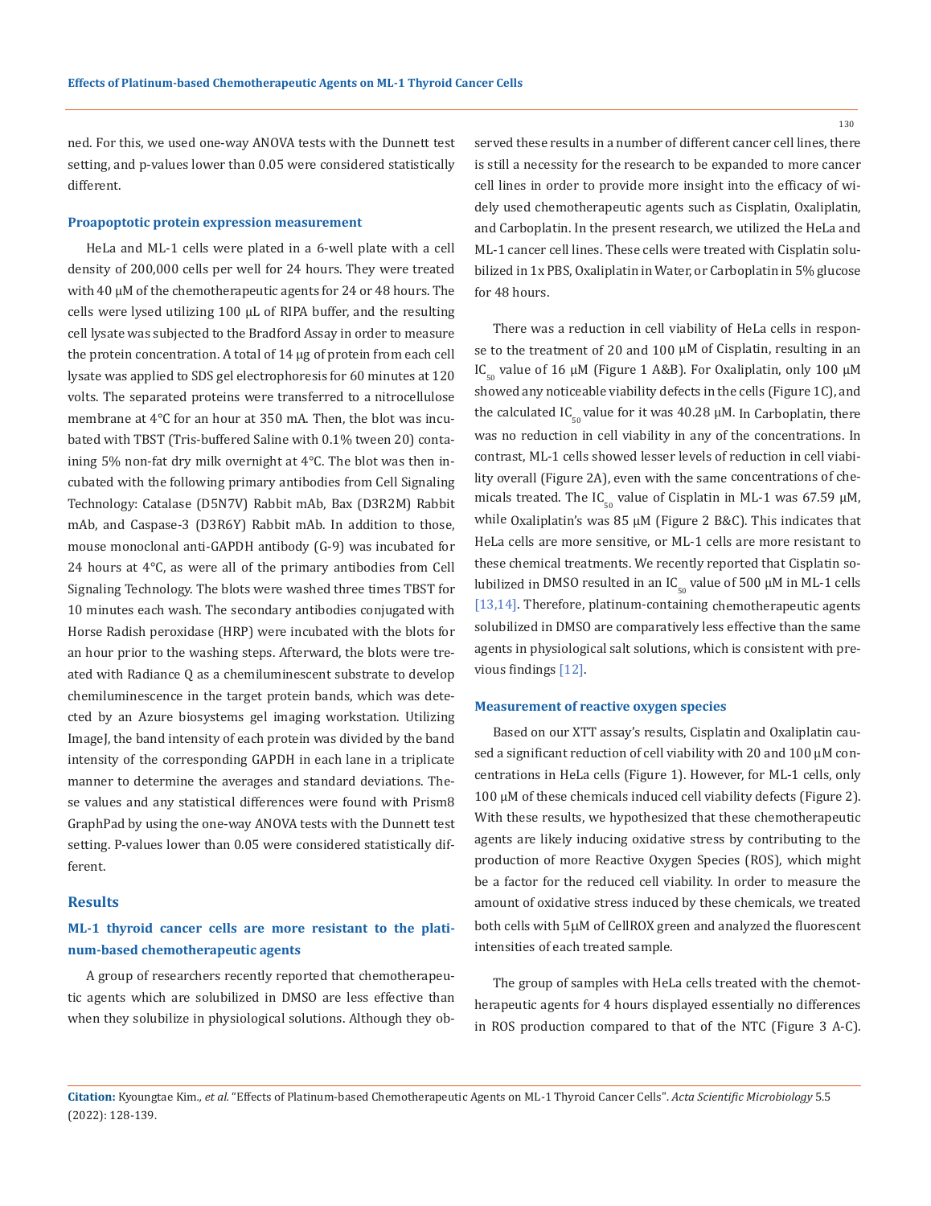ned. For this, we used one-way ANOVA tests with the Dunnett test setting, and p-values lower than 0.05 were considered statistically different.

### Proapoptotic protein expression measurement

HeLa and ML-1 cells were plated in a 6-well plate with a cell density of 200,000 cells per well for 24 hours. They were treated with 40 μM of the chemotherapeutic agents for 24 or 48 hours. The cells were lysed utilizing 100 μL of RIPA buffer, and the resulting cell lysate was subjected to the Bradford Assay in order to measure the protein concentration. A total of 14 μg of protein from each cell lysate was applied to SDS gel electrophoresis for 60 minutes at 120 volts. The separated proteins were transferred to a nitrocellulose membrane at 4°C for an hour at 350 mA. Then, the blot was incubated with TBST (Tris-buffered Saline with 0.1% tween 20) containing 5% non-fat dry milk overnight at 4°C. The blot was then incubated with the following primary antibodies from Cell Signaling Technology: Catalase (D5N7V) Rabbit mAb, Bax (D3R2M) Rabbit mAb, and Caspase-3 (D3R6Y) Rabbit mAb. In addition to those, mouse monoclonal anti-GAPDH antibody (G-9) was incubated for 24 hours at 4°C, as were all of the primary antibodies from Cell Signaling Technology. The blots were washed three times TBST for 10 minutes each wash. The secondary antibodies conjugated with Horse Radish peroxidase (HRP) were incubated with the blots for an hour prior to the washing steps. Afterward, the blots were treated with Radiance Q as a chemiluminescent substrate to develop chemiluminescence in the target protein bands, which was detected by an Azure biosystems gel imaging workstation. Utilizing ImageJ, the band intensity of each protein was divided by the band intensity of the corresponding GAPDH in each lane in a triplicate manner to determine the averages and standard deviations. These values and any statistical differences were found with Prism8 GraphPad by using the one-way ANOVA tests with the Dunnett test setting. P-values lower than 0.05 were considered statistically different.

## Results

### ML-1 thyroid cancer cells are more resistant to the platinum-based chemotherapeutic agents

A group of researchers recently reported that chemotherapeutic agents which are solubilized in DMSO are less effective than when they solubilize in physiological solutions. Although they observed these results in a number of different cancer cell lines, there is still a necessity for the research to be expanded to more cancer cell lines in order to provide more insight into the efficacy of widely used chemotherapeutic agents such as Cisplatin, Oxaliplatin, and Carboplatin. In the present research, we utilized the HeLa and ML-1 cancer cell lines. These cells were treated with Cisplatin solubilized in 1x PBS, Oxaliplatin in Water, or Carboplatin in 5% glucose for 48 hours.

There was a reduction in cell viability of HeLa cells in response to the treatment of 20 and 100 μM of Cisplatin, resulting in an $IC_{50}$ value of 16 μM (Figure 1 A&B). For Oxaliplatin, only 100 μM showed any noticeable viability defects in the cells (Figure 1C), and the calculated $IC_{50}$ value for it was 40.28 μM. In Carboplatin, there was no reduction in cell viability in any of the concentrations. In contrast, ML-1 cells showed lesser levels of reduction in cell viability overall (Figure 2A), even with the same concentrations of chemicals treated. The $IC_{50}$ value of Cisplatin in ML-1 was 67.59 μM, while Oxaliplatin's was 85 μM (Figure 2 B&C). This indicates that HeLa cells are more sensitive, or ML-1 cells are more resistant to these chemical treatments. We recently reported that Cisplatin solubilized in DMSO resulted in an $IC_{50}$ value of 500 μM in ML-1 cells [13,14]. Therefore, platinum-containing chemotherapeutic agents solubilized in DMSO are comparatively less effective than the same agents in physiological salt solutions, which is consistent with previous findings [12].

### Measurement of reactive oxygen species

Based on our XTT assay's results, Cisplatin and Oxaliplatin caused a significant reduction of cell viability with 20 and 100 μM concentrations in HeLa cells (Figure 1). However, for ML-1 cells, only 100 μM of these chemicals induced cell viability defects (Figure 2). With these results, we hypothesized that these chemotherapeutic agents are likely inducing oxidative stress by contributing to the production of more Reactive Oxygen Species (ROS), which might be a factor for the reduced cell viability. In order to measure the amount of oxidative stress induced by these chemicals, we treated both cells with 5μM of CellROX green and analyzed the fluorescent intensities of each treated sample.

The group of samples with HeLa cells treated with the chemotherapeutic agents for 4 hours displayed essentially no differences in ROS production compared to that of the NTC (Figure 3 A-C).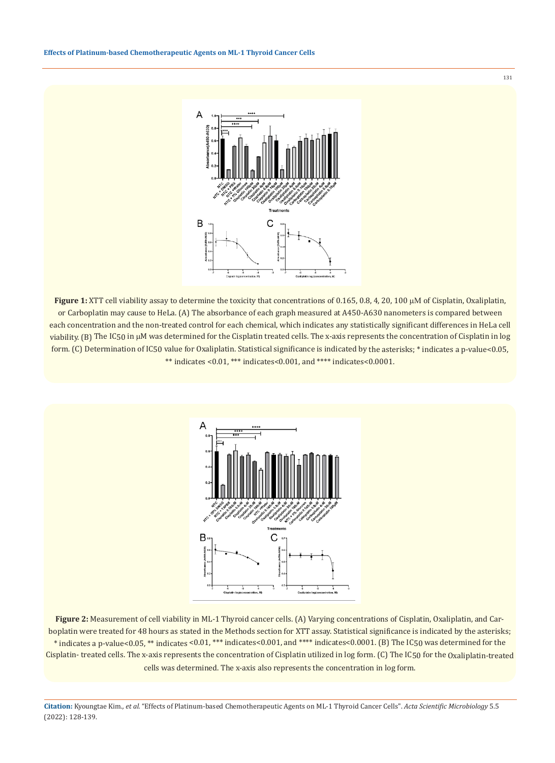**Figure 1:** XTT cell viability assay to determine the toxicity that concentrations of 0.165, 0.8, 4, 20, 100 μM of Cisplatin, Oxaliplatin, or Carboplatin may cause to HeLa. (A) The absorbance of each graph measured at A450-A630 nanometers is compared between each concentration and the non-treated control for each chemical, which indicates any statistically significant differences in HeLa cell viability. (B) The $IC_{50}$ in μM was determined for the Cisplatin treated cells. The x-axis represents the concentration of Cisplatin in log form. (C) Determination of $IC_{50}$ value for Oxaliplatin. Statistical significance is indicated by the asterisks; * indicates a p-value<0.05, ** indicates <0.01, *** indicates<0.001, and **** indicates<0.0001.

**Figure 2:** Measurement of cell viability in ML-1 Thyroid cancer cells. (A) Varying concentrations of Cisplatin, Oxaliplatin, and Carboplatin were treated for 48 hours as stated in the Methods section for XTT assay. Statistical significance is indicated by the asterisks; * indicates a p-value<0.05, ** indicates <0.01, *** indicates<0.001, and **** indicates<0.0001. (B) The $IC_{50}$ was determined for the Cisplatin- treated cells. The x-axis represents the concentration of Cisplatin utilized in log form. (C) The $IC_{50}$ for the Oxaliplatin-treated cells was determined. The x-axis also represents the concentration in log form.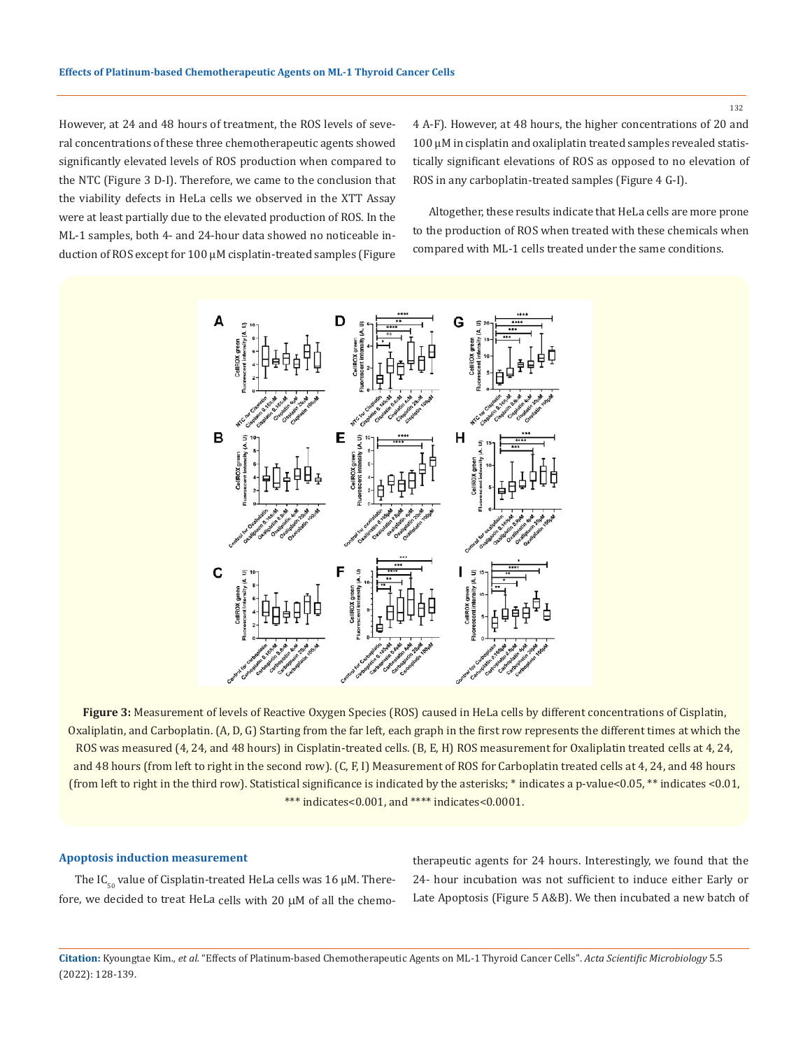However, at 24 and 48 hours of treatment, the ROS levels of several concentrations of these three chemotherapeutic agents showed significantly elevated levels of ROS production when compared to the NTC (Figure 3 D-I). Therefore, we came to the conclusion that the viability defects in HeLa cells we observed in the XTT Assay were at least partially due to the elevated production of ROS. In the ML-1 samples, both 4- and 24-hour data showed no noticeable induction of ROS except for 100 μM cisplatin-treated samples (Figure 4 A-F). However, at 48 hours, the higher concentrations of 20 and 100 μM in cisplatin and oxaliplatin treated samples revealed statistically significant elevations of ROS as opposed to no elevation of ROS in any carboplatin-treated samples (Figure 4 G-I).

Altogether, these results indicate that HeLa cells are more prone to the production of ROS when treated with these chemicals when compared with ML-1 cells treated under the same conditions.

**Figure 3:** Measurement of levels of Reactive Oxygen Species (ROS) caused in HeLa cells by different concentrations of Cisplatin, Oxaliplatin, and Carboplatin. (A, D, G) Starting from the far left, each graph in the first row represents the different times at which the ROS was measured (4, 24, and 48 hours) in Cisplatin-treated cells. (B, E, H) ROS measurement for Oxaliplatin treated cells at 4, 24, and 48 hours (from left to right in the second row). (C, F, I) Measurement of ROS for Carboplatin treated cells at 4, 24, and 48 hours (from left to right in the third row). Statistical significance is indicated by the asterisks; * indicates a p-value<0.05, ** indicates <0.01, *** indicates<0.001, and **** indicates<0.0001.

### Apoptosis induction measurement

The $IC_{50}$ value of Cisplatin-treated HeLa cells was 16 μM. Therefore, we decided to treat HeLa cells with 20 μM of all the chemotherapeutic agents for 24 hours. Interestingly, we found that the 24- hour incubation was not sufficient to induce either Early or Late Apoptosis (Figure 5 A&B). We then incubated a new batch of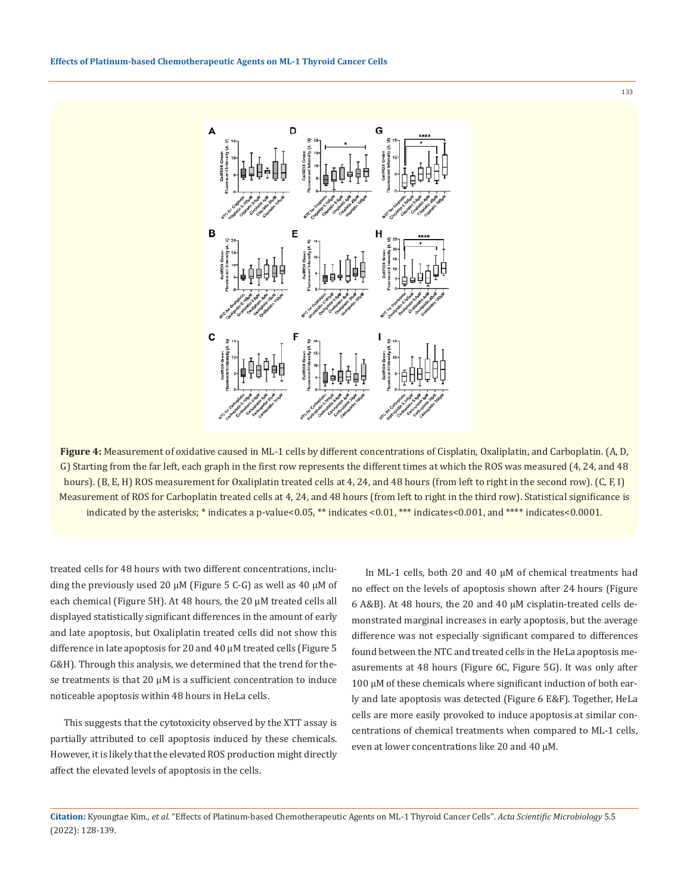**Figure 4:** Measurement of oxidative caused in ML-1 cells by different concentrations of Cisplatin, Oxaliplatin, and Carboplatin. (A, D, G) Starting from the far left, each graph in the first row represents the different times at which the ROS was measured (4, 24, and 48 hours). (B, E, H) ROS measurement for Oxaliplatin treated cells at 4, 24, and 48 hours (from left to right in the second row). (C, F, I) Measurement of ROS for Carboplatin treated cells at 4, 24, and 48 hours (from left to right in the third row). Statistical significance is indicated by the asterisks; * indicates a p-value<0.05, ** indicates <0.01, *** indicates<0.001, and **** indicates<0.0001.

treated cells for 48 hours with two different concentrations, including the previously used 20 μM (Figure 5 C-G) as well as 40 μM of each chemical (Figure 5H). At 48 hours, the 20 μM treated cells all displayed statistically significant differences in the amount of early and late apoptosis, but Oxaliplatin treated cells did not show this difference in late apoptosis for 20 and 40 μM treated cells (Figure 5 G&H). Through this analysis, we determined that the trend for these treatments is that 20 μM is a sufficient concentration to induce noticeable apoptosis within 48 hours in HeLa cells.

This suggests that the cytotoxicity observed by the XTT assay is partially attributed to cell apoptosis induced by these chemicals. However, it is likely that the elevated ROS production might directly affect the elevated levels of apoptosis in the cells.

In ML-1 cells, both 20 and 40 μM of chemical treatments had no effect on the levels of apoptosis shown after 24 hours (Figure 6 A&B). At 48 hours, the 20 and 40 μM cisplatin-treated cells demonstrated marginal increases in early apoptosis, but the average difference was not especially significant compared to differences found between the NTC and treated cells in the HeLa apoptosis measurements at 48 hours (Figure 6C, Figure 5G). It was only after 100 μM of these chemicals where significant induction of both early and late apoptosis was detected (Figure 6 E&F). Together, HeLa cells are more easily provoked to induce apoptosis at similar concentrations of chemical treatments when compared to ML-1 cells, even at lower concentrations like 20 and 40 μM.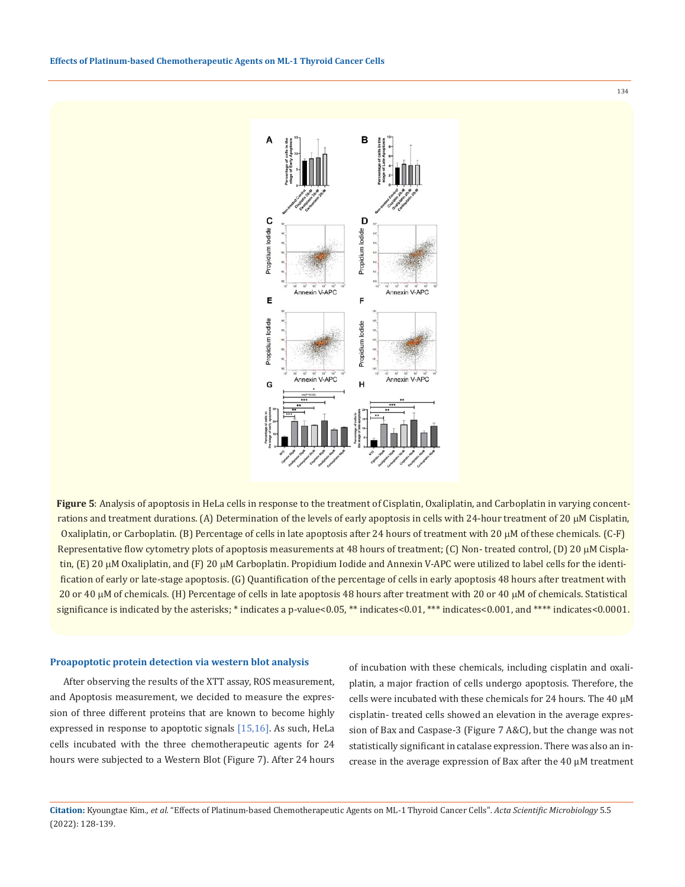**Figure 5**: Analysis of apoptosis in HeLa cells in response to the treatment of Cisplatin, Oxaliplatin, and Carboplatin in varying concentrations and treatment durations. (A) Determination of the levels of early apoptosis in cells with 24-hour treatment of 20 μM Cisplatin, Oxaliplatin, or Carboplatin. (B) Percentage of cells in late apoptosis after 24 hours of treatment with 20 μM of these chemicals. (C-F) Representative flow cytometry plots of apoptosis measurements at 48 hours of treatment; (C) Non- treated control, (D) 20 μM Cisplatin, (E) 20 μM Oxaliplatin, and (F) 20 μM Carboplatin. Propidium Iodide and Annexin V-APC were utilized to label cells for the identification of early or late-stage apoptosis. (G) Quantification of the percentage of cells in early apoptosis 48 hours after treatment with 20 or 40 μM of chemicals. (H) Percentage of cells in late apoptosis 48 hours after treatment with 20 or 40 μM of chemicals. Statistical significance is indicated by the asterisks; * indicates a p-value<0.05, ** indicates<0.01, *** indicates<0.001, and **** indicates<0.0001.

### Proapoptotic protein detection via western blot analysis

After observing the results of the XTT assay, ROS measurement, and Apoptosis measurement, we decided to measure the expression of three different proteins that are known to become highly expressed in response to apoptotic signals [15,16]. As such, HeLa cells incubated with the three chemotherapeutic agents for 24 hours were subjected to a Western Blot (Figure 7). After 24 hours of incubation with these chemicals, including cisplatin and oxaliplatin, a major fraction of cells undergo apoptosis. Therefore, the cells were incubated with these chemicals for 24 hours. The 40 μM cisplatin- treated cells showed an elevation in the average expression of Bax and Caspase-3 (Figure 7 A&C), but the change was not statistically significant in catalase expression. There was also an increase in the average expression of Bax after the 40 μM treatment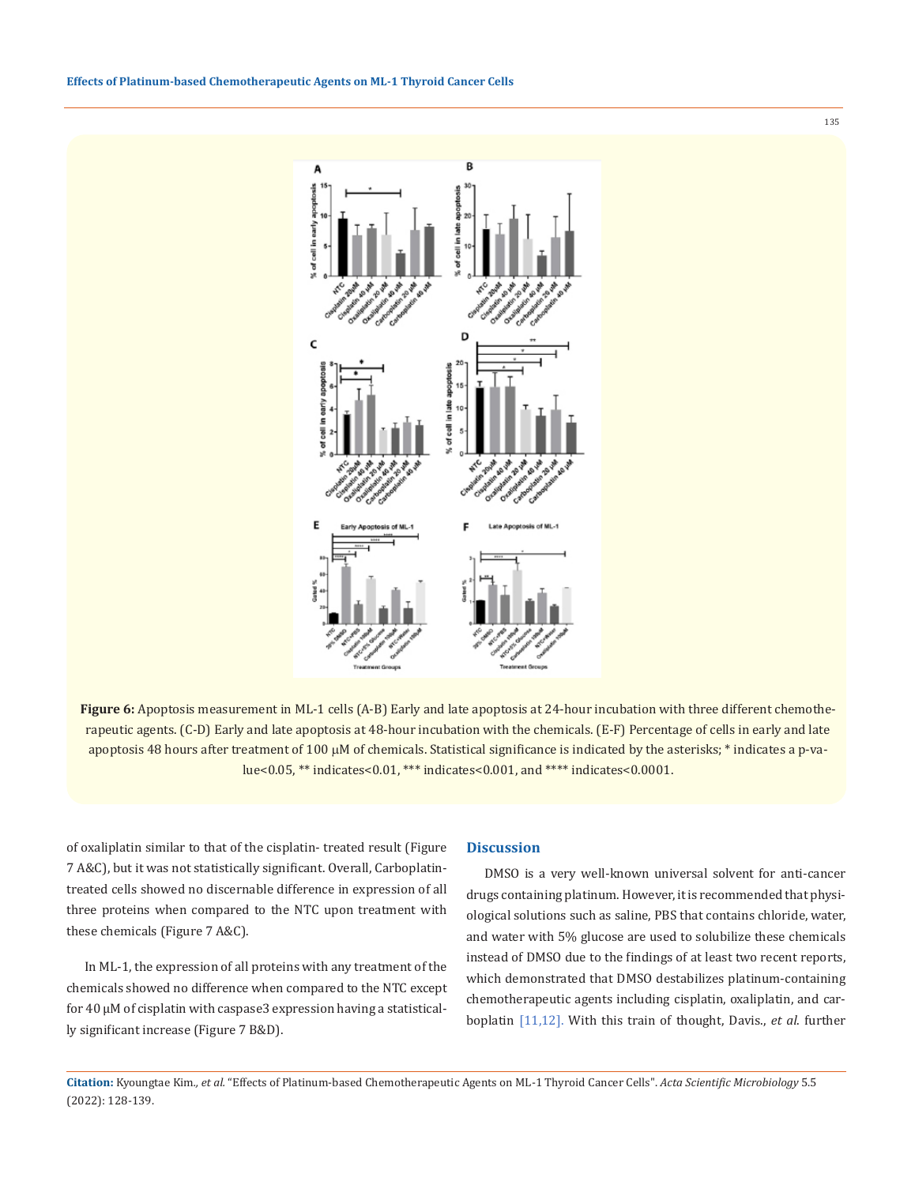**Figure 6:** Apoptosis measurement in ML-1 cells (A-B) Early and late apoptosis at 24-hour incubation with three different chemotherapeutic agents. (C-D) Early and late apoptosis at 48-hour incubation with the chemicals. (E-F) Percentage of cells in early and late apoptosis 48 hours after treatment of 100 μM of chemicals. Statistical significance is indicated by the asterisks; * indicates a p-value<0.05, ** indicates<0.01, *** indicates<0.001, and **** indicates<0.0001.

of oxaliplatin similar to that of the cisplatin- treated result (Figure 7 A&C), but it was not statistically significant. Overall, Carboplatin-treated cells showed no discernable difference in expression of all three proteins when compared to the NTC upon treatment with these chemicals (Figure 7 A&C).

In ML-1, the expression of all proteins with any treatment of the chemicals showed no difference when compared to the NTC except for 40 μM of cisplatin with caspase3 expression having a statistically significant increase (Figure 7 B&D).

## Discussion

DMSO is a very well-known universal solvent for anti-cancer drugs containing platinum. However, it is recommended that physiological solutions such as saline, PBS that contains chloride, water, and water with 5% glucose are used to solubilize these chemicals instead of DMSO due to the findings of at least two recent reports, which demonstrated that DMSO destabilizes platinum-containing chemotherapeutic agents including cisplatin, oxaliplatin, and carboplatin [11,12]. With this train of thought, Davis., *et al.* further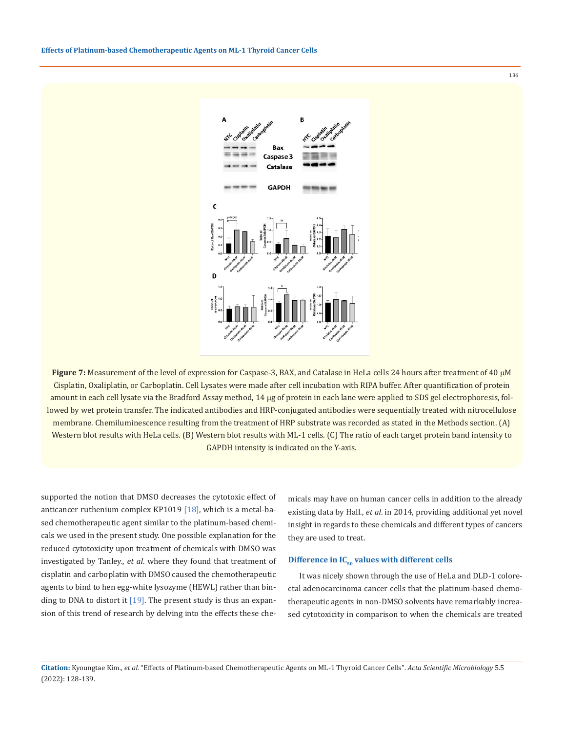**Figure 7:** Measurement of the level of expression for Caspase-3, BAX, and Catalase in HeLa cells 24 hours after treatment of 40 μM Cisplatin, Oxaliplatin, or Carboplatin. Cell Lysates were made after cell incubation with RIPA buffer. After quantification of protein amount in each cell lysate via the Bradford Assay method, 14 μg of protein in each lane were applied to SDS gel electrophoresis, followed by wet protein transfer. The indicated antibodies and HRP-conjugated antibodies were sequentially treated with nitrocellulose membrane. Chemiluminescence resulting from the treatment of HRP substrate was recorded as stated in the Methods section. (A) Western blot results with HeLa cells. (B) Western blot results with ML-1 cells. (C) The ratio of each target protein band intensity to GAPDH intensity is indicated on the Y-axis.

supported the notion that DMSO decreases the cytotoxic effect of anticancer ruthenium complex KP1019 [18], which is a metal-based chemotherapeutic agent similar to the platinum-based chemicals we used in the present study. One possible explanation for the reduced cytotoxicity upon treatment of chemicals with DMSO was investigated by Tanley., *et al*. where they found that treatment of cisplatin and carboplatin with DMSO caused the chemotherapeutic agents to bind to hen egg-white lysozyme (HEWL) rather than binding to DNA to distort it [19]. The present study is thus an expansion of this trend of research by delving into the effects these chemicals may have on human cancer cells in addition to the already existing data by Hall., *et al*. in 2014, providing additional yet novel insight in regards to these chemicals and different types of cancers they are used to treat.

### Difference in $IC_{50}$ values with different cells

It was nicely shown through the use of HeLa and DLD-1 colorectal adenocarcinoma cancer cells that the platinum-based chemotherapeutic agents in non-DMSO solvents have remarkably increased cytotoxicity in comparison to when the chemicals are treated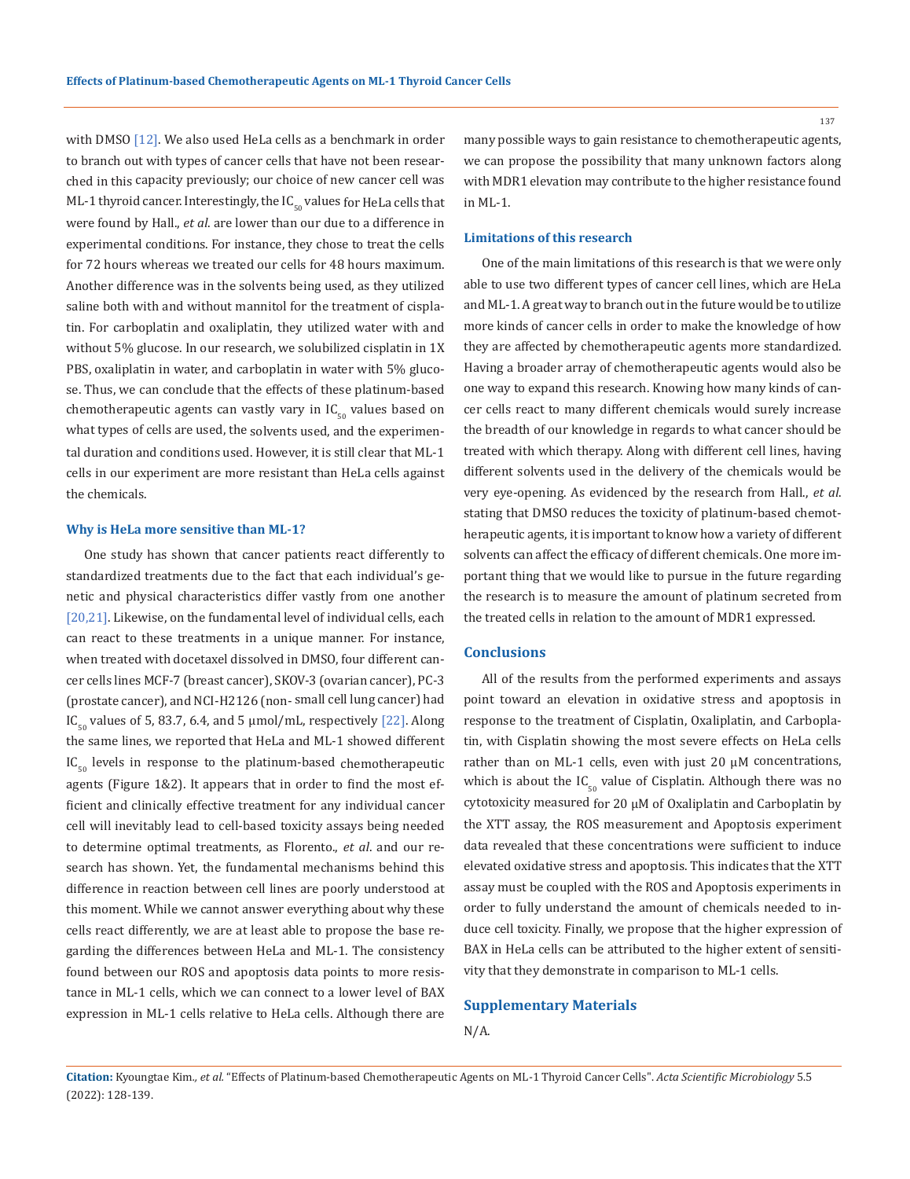with DMSO [12]. We also used HeLa cells as a benchmark in order to branch out with types of cancer cells that have not been researched in this capacity previously; our choice of new cancer cell was ML-1 thyroid cancer. Interestingly, the $IC_{50}$ values for HeLa cells that were found by Hall., *et al.* are lower than our due to a difference in experimental conditions. For instance, they chose to treat the cells for 72 hours whereas we treated our cells for 48 hours maximum. Another difference was in the solvents being used, as they utilized saline both with and without mannitol for the treatment of cisplatin. For carboplatin and oxaliplatin, they utilized water with and without 5% glucose. In our research, we solubilized cisplatin in 1X PBS, oxaliplatin in water, and carboplatin in water with 5% glucose. Thus, we can conclude that the effects of these platinum-based chemotherapeutic agents can vastly vary in $IC_{50}$ values based on what types of cells are used, the solvents used, and the experimental duration and conditions used. However, it is still clear that ML-1 cells in our experiment are more resistant than HeLa cells against the chemicals.

### Why is HeLa more sensitive than ML-1?

One study has shown that cancer patients react differently to standardized treatments due to the fact that each individual's genetic and physical characteristics differ vastly from one another [20,21]. Likewise, on the fundamental level of individual cells, each can react to these treatments in a unique manner. For instance, when treated with docetaxel dissolved in DMSO, four different cancer cells lines MCF-7 (breast cancer), SKOV-3 (ovarian cancer), PC-3 (prostate cancer), and NCI-H2126 (non- small cell lung cancer) had $IC_{50}$ values of 5, 83.7, 6.4, and 5 µmol/mL, respectively [22]. Along the same lines, we reported that HeLa and ML-1 showed different $IC_{50}$ levels in response to the platinum-based chemotherapeutic agents (Figure 1&2). It appears that in order to find the most efficient and clinically effective treatment for any individual cancer cell will inevitably lead to cell-based toxicity assays being needed to determine optimal treatments, as Florento., *et al*. and our research has shown. Yet, the fundamental mechanisms behind this difference in reaction between cell lines are poorly understood at this moment. While we cannot answer everything about why these cells react differently, we are at least able to propose the base regarding the differences between HeLa and ML-1. The consistency found between our ROS and apoptosis data points to more resistance in ML-1 cells, which we can connect to a lower level of BAX expression in ML-1 cells relative to HeLa cells. Although there are many possible ways to gain resistance to chemotherapeutic agents, we can propose the possibility that many unknown factors along with MDR1 elevation may contribute to the higher resistance found in ML-1.

### Limitations of this research

One of the main limitations of this research is that we were only able to use two different types of cancer cell lines, which are HeLa and ML-1. A great way to branch out in the future would be to utilize more kinds of cancer cells in order to make the knowledge of how they are affected by chemotherapeutic agents more standardized. Having a broader array of chemotherapeutic agents would also be one way to expand this research. Knowing how many kinds of cancer cells react to many different chemicals would surely increase the breadth of our knowledge in regards to what cancer should be treated with which therapy. Along with different cell lines, having different solvents used in the delivery of the chemicals would be very eye-opening. As evidenced by the research from Hall., *et al*. stating that DMSO reduces the toxicity of platinum-based chemotherapeutic agents, it is important to know how a variety of different solvents can affect the efficacy of different chemicals. One more important thing that we would like to pursue in the future regarding the research is to measure the amount of platinum secreted from the treated cells in relation to the amount of MDR1 expressed.

## Conclusions

All of the results from the performed experiments and assays point toward an elevation in oxidative stress and apoptosis in response to the treatment of Cisplatin, Oxaliplatin, and Carboplatin, with Cisplatin showing the most severe effects on HeLa cells rather than on ML-1 cells, even with just 20 µM concentrations, which is about the $IC_{50}$ value of Cisplatin. Although there was no cytotoxicity measured for 20 µM of Oxaliplatin and Carboplatin by the XTT assay, the ROS measurement and Apoptosis experiment data revealed that these concentrations were sufficient to induce elevated oxidative stress and apoptosis. This indicates that the XTT assay must be coupled with the ROS and Apoptosis experiments in order to fully understand the amount of chemicals needed to induce cell toxicity. Finally, we propose that the higher expression of BAX in HeLa cells can be attributed to the higher extent of sensitivity that they demonstrate in comparison to ML-1 cells.

## Supplementary Materials

N/A.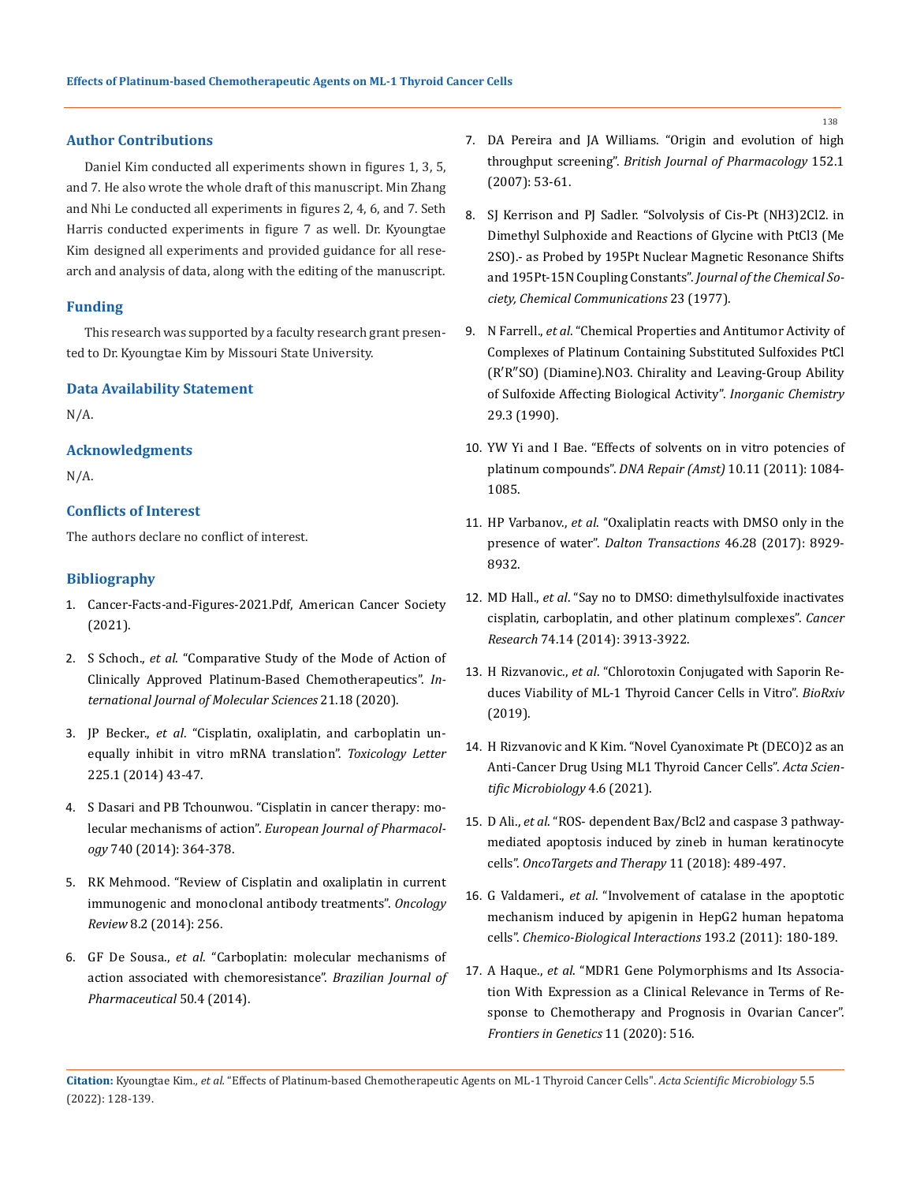## Author Contributions

Daniel Kim conducted all experiments shown in figures 1, 3, 5, and 7. He also wrote the whole draft of this manuscript. Min Zhang and Nhi Le conducted all experiments in figures 2, 4, 6, and 7. Seth Harris conducted experiments in figure 7 as well. Dr. Kyoungtae Kim designed all experiments and provided guidance for all research and analysis of data, along with the editing of the manuscript.

## Funding

This research was supported by a faculty research grant presented to Dr. Kyoungtae Kim by Missouri State University.

## Data Availability Statement

N/A.

## Acknowledgments

N/A.

## Conflicts of Interest

The authors declare no conflict of interest.

## Bibliography

1. Cancer-Facts-and-Figures-2021.Pdf, American Cancer Society (2021).
2. S Schoch., *et al*. "Comparative Study of the Mode of Action of Clinically Approved Platinum-Based Chemotherapeutics". *International Journal of Molecular Sciences* 21.18 (2020).
3. JP Becker., *et al*. "Cisplatin, oxaliplatin, and carboplatin unequally inhibit in vitro mRNA translation". *Toxicology Letter* 225.1 (2014) 43-47.
4. S Dasari and PB Tchounwou. "Cisplatin in cancer therapy: molecular mechanisms of action". *European Journal of Pharmacology* 740 (2014): 364-378.
5. RK Mehmood. "Review of Cisplatin and oxaliplatin in current immunogenic and monoclonal antibody treatments". *Oncology Review* 8.2 (2014): 256.
6. GF De Sousa., *et al*. "Carboplatin: molecular mechanisms of action associated with chemoresistance". *Brazilian Journal of Pharmaceutical* 50.4 (2014).
7. DA Pereira and JA Williams. "Origin and evolution of high throughput screening". *British Journal of Pharmacology* 152.1 (2007): 53-61.
8. SJ Kerrison and PJ Sadler. "Solvolysis of Cis-Pt (NH3)2Cl2. in Dimethyl Sulphoxide and Reactions of Glycine with PtCl3 (Me 2SO).- as Probed by 195Pt Nuclear Magnetic Resonance Shifts and 195Pt-15N Coupling Constants". *Journal of the Chemical Society, Chemical Communications* 23 (1977).
9. N Farrell., *et al*. "Chemical Properties and Antitumor Activity of Complexes of Platinum Containing Substituted Sulfoxides PtCl (R′R″SO) (Diamine).NO3. Chirality and Leaving-Group Ability of Sulfoxide Affecting Biological Activity". *Inorganic Chemistry* 29.3 (1990).
10. YW Yi and I Bae. "Effects of solvents on in vitro potencies of platinum compounds". *DNA Repair (Amst)* 10.11 (2011): 1084-1085.
11. HP Varbanov., *et al*. "Oxaliplatin reacts with DMSO only in the presence of water". *Dalton Transactions* 46.28 (2017): 8929-8932.
12. MD Hall., *et al*. "Say no to DMSO: dimethylsulfoxide inactivates cisplatin, carboplatin, and other platinum complexes". *Cancer Research* 74.14 (2014): 3913-3922.
13. H Rizvanovic., *et al*. "Chlorotoxin Conjugated with Saporin Reduces Viability of ML-1 Thyroid Cancer Cells in Vitro". *BioRxiv* (2019).
14. H Rizvanovic and K Kim. "Novel Cyanoximate Pt (DECO)2 as an Anti-Cancer Drug Using ML1 Thyroid Cancer Cells". *Acta Scientific Microbiology* 4.6 (2021).
15. D Ali., *et al*. "ROS- dependent Bax/Bcl2 and caspase 3 pathway-mediated apoptosis induced by zineb in human keratinocyte cells". *OncoTargets and Therapy* 11 (2018): 489-497.
16. G Valdameri., *et al*. "Involvement of catalase in the apoptotic mechanism induced by apigenin in HepG2 human hepatoma cells". *Chemico-Biological Interactions* 193.2 (2011): 180-189.
17. A Haque., *et al*. "MDR1 Gene Polymorphisms and Its Association With Expression as a Clinical Relevance in Terms of Response to Chemotherapy and Prognosis in Ovarian Cancer". *Frontiers in Genetics* 11 (2020): 516.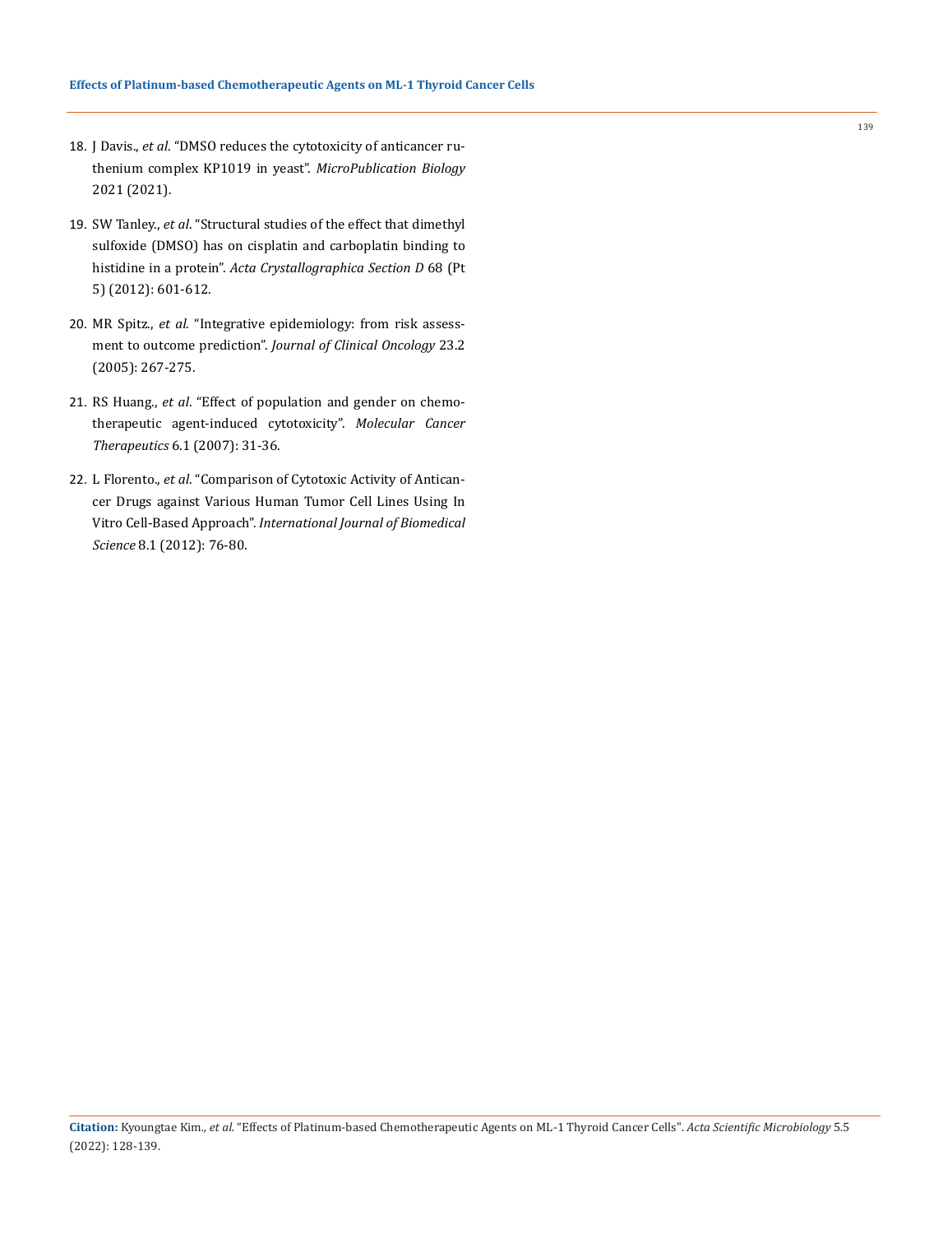18. J Davis., *et al*. "DMSO reduces the cytotoxicity of anticancer ruthenium complex KP1019 in yeast". *MicroPublication Biology* 2021 (2021).

19. SW Tanley., *et al*. "Structural studies of the effect that dimethyl sulfoxide (DMSO) has on cisplatin and carboplatin binding to histidine in a protein". *Acta Crystallographica Section D* 68 (Pt 5) (2012): 601-612.

20. MR Spitz., *et al*. "Integrative epidemiology: from risk assessment to outcome prediction". *Journal of Clinical Oncology* 23.2 (2005): 267-275.

21. RS Huang., *et al*. "Effect of population and gender on chemotherapeutic agent-induced cytotoxicity". *Molecular Cancer Therapeutics* 6.1 (2007): 31-36.

22. L Florento., *et al*. "Comparison of Cytotoxic Activity of Anticancer Drugs against Various Human Tumor Cell Lines Using In Vitro Cell-Based Approach". *International Journal of Biomedical Science* 8.1 (2012): 76-80.